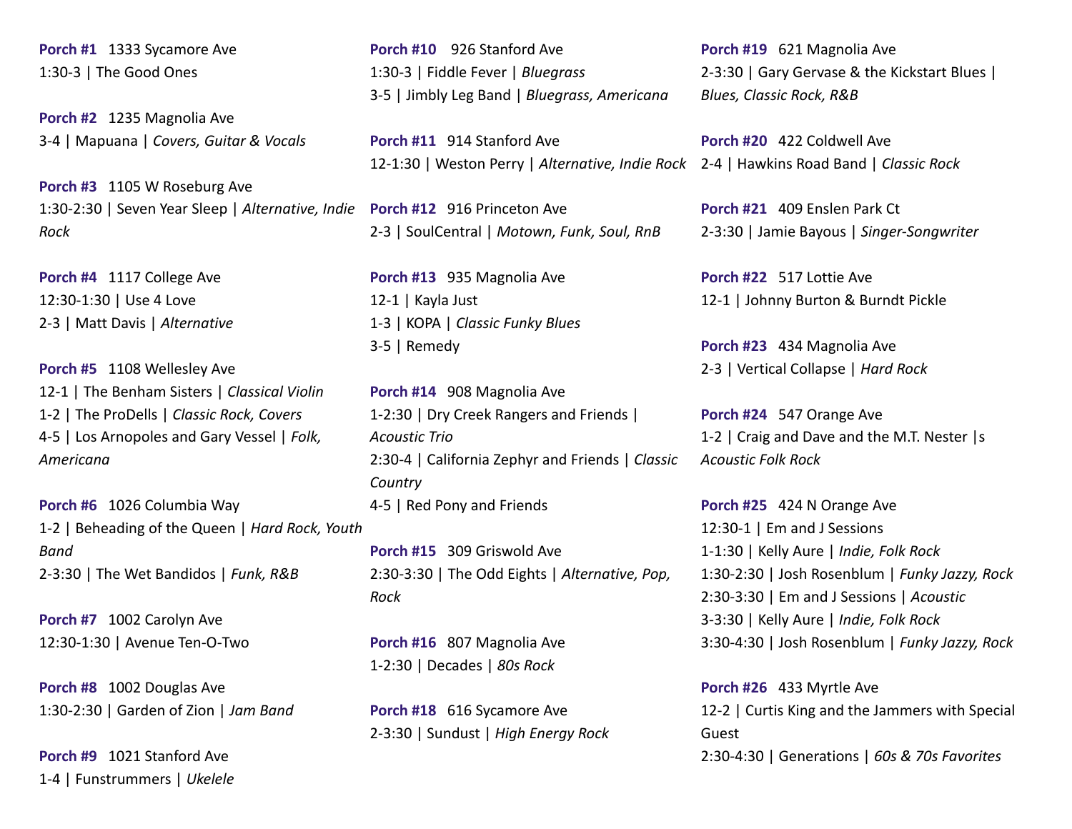**Porch #1** 1333 Sycamore Ave
1:30-3 | The Good Ones

**Porch #2** 1235 Magnolia Ave
3-4 | Mapuana | *Covers, Guitar & Vocals*

**Porch #3** 1105 W Roseburg Ave
1:30-2:30 | Seven Year Sleep | *Alternative, Indie Rock*

**Porch #4** 1117 College Ave
12:30-1:30 | Use 4 Love
2-3 | Matt Davis | *Alternative*

**Porch #5** 1108 Wellesley Ave
12-1 | The Benham Sisters | *Classical Violin*
1-2 | The ProDells | *Classic Rock, Covers*
4-5 | Los Arnopoles and Gary Vessel | *Folk, Americana*

**Porch #6** 1026 Columbia Way
1-2 | Beheading of the Queen | *Hard Rock, Youth Band*
2-3:30 | The Wet Bandidos | *Funk, R&B*

**Porch #7** 1002 Carolyn Ave
12:30-1:30 | Avenue Ten-O-Two

**Porch #8** 1002 Douglas Ave
1:30-2:30 | Garden of Zion | *Jam Band*

**Porch #9** 1021 Stanford Ave
1-4 | Funstrummers | *Ukelele*

**Porch #10** 926 Stanford Ave
1:30-3 | Fiddle Fever | *Bluegrass*
3-5 | Jimbly Leg Band | *Bluegrass, Americana*

**Porch #11** 914 Stanford Ave
12-1:30 | Weston Perry | *Alternative, Indie Rock*

**Porch #12** 916 Princeton Ave
2-3 | SoulCentral | *Motown, Funk, Soul, RnB*

**Porch #13** 935 Magnolia Ave
12-1 | Kayla Just
1-3 | KOPA | *Classic Funky Blues*
3-5 | Remedy

**Porch #14** 908 Magnolia Ave
1-2:30 | Dry Creek Rangers and Friends | *Acoustic Trio*
2:30-4 | California Zephyr and Friends | *Classic Country*
4-5 | Red Pony and Friends

**Porch #15** 309 Griswold Ave
2:30-3:30 | The Odd Eights | *Alternative, Pop, Rock*

**Porch #16** 807 Magnolia Ave
1-2:30 | Decades | *80s Rock*

**Porch #18** 616 Sycamore Ave
2-3:30 | Sundust | *High Energy Rock*

**Porch #19** 621 Magnolia Ave
2-3:30 | Gary Gervase & the Kickstart Blues | *Blues, Classic Rock, R&B*

**Porch #20** 422 Coldwell Ave
2-4 | Hawkins Road Band | *Classic Rock*

**Porch #21** 409 Enslen Park Ct
2-3:30 | Jamie Bayous | *Singer-Songwriter*

**Porch #22** 517 Lottie Ave
12-1 | Johnny Burton & Burndt Pickle

**Porch #23** 434 Magnolia Ave
2-3 | Vertical Collapse | *Hard Rock*

**Porch #24** 547 Orange Ave
1-2 | Craig and Dave and the M.T. Nester |s *Acoustic Folk Rock*

**Porch #25** 424 N Orange Ave
12:30-1 | Em and J Sessions
1-1:30 | Kelly Aure | *Indie, Folk Rock*
1:30-2:30 | Josh Rosenblum | *Funky Jazzy, Rock*
2:30-3:30 | Em and J Sessions | *Acoustic*
3-3:30 | Kelly Aure | *Indie, Folk Rock*
3:30-4:30 | Josh Rosenblum | *Funky Jazzy, Rock*

**Porch #26** 433 Myrtle Ave
12-2 | Curtis King and the Jammers with Special Guest
2:30-4:30 | Generations | *60s & 70s Favorites*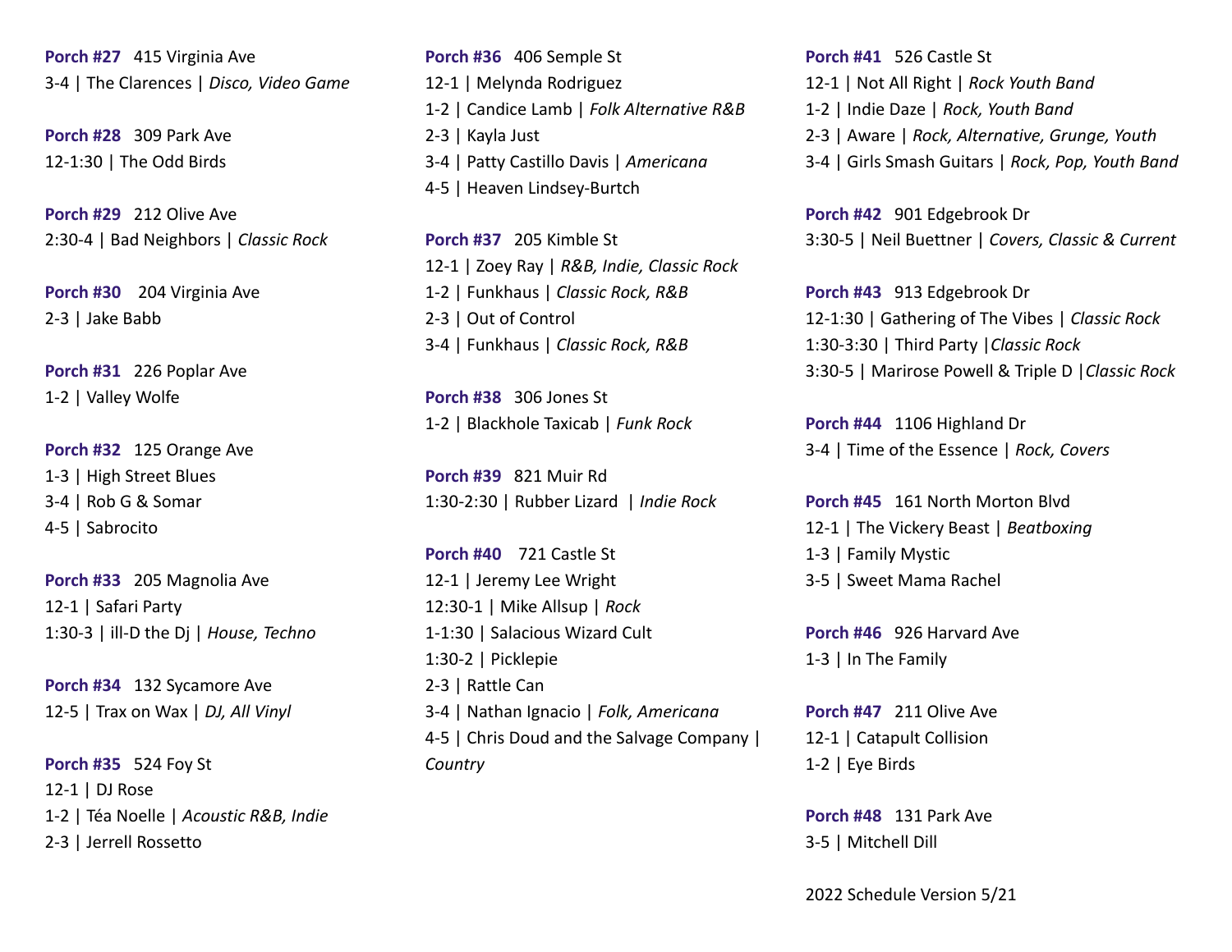**Porch #27** 415 Virginia Ave
3-4 | The Clarences | *Disco, Video Game*

**Porch #28** 309 Park Ave
12-1:30 | The Odd Birds

**Porch #29** 212 Olive Ave
2:30-4 | Bad Neighbors | *Classic Rock*

**Porch #30** 204 Virginia Ave
2-3 | Jake Babb

**Porch #31** 226 Poplar Ave
1-2 | Valley Wolfe

**Porch #32** 125 Orange Ave
1-3 | High Street Blues
3-4 | Rob G & Somar
4-5 | Sabrocito

**Porch #33** 205 Magnolia Ave
12-1 | Safari Party
1:30-3 | ill-D the Dj | *House, Techno*

**Porch #34** 132 Sycamore Ave
12-5 | Trax on Wax | *DJ, All Vinyl*

**Porch #35** 524 Foy St
12-1 | DJ Rose
1-2 | Téa Noelle | *Acoustic R&B, Indie*
2-3 | Jerrell Rossetto

**Porch #36** 406 Semple St
12-1 | Melynda Rodriguez
1-2 | Candice Lamb | *Folk Alternative R&B*
2-3 | Kayla Just
3-4 | Patty Castillo Davis | *Americana*
4-5 | Heaven Lindsey-Burtch

**Porch #37** 205 Kimble St
12-1 | Zoey Ray | *R&B, Indie, Classic Rock*
1-2 | Funkhaus | *Classic Rock, R&B*
2-3 | Out of Control
3-4 | Funkhaus | *Classic Rock, R&B*

**Porch #38** 306 Jones St
1-2 | Blackhole Taxicab | *Funk Rock*

**Porch #39** 821 Muir Rd
1:30-2:30 | Rubber Lizard | *Indie Rock*

**Porch #40** 721 Castle St
12-1 | Jeremy Lee Wright
12:30-1 | Mike Allsup | *Rock*
1-1:30 | Salacious Wizard Cult
1:30-2 | Picklepie
2-3 | Rattle Can
3-4 | Nathan Ignacio | *Folk, Americana*
4-5 | Chris Doud and the Salvage Company | *Country*

**Porch #41** 526 Castle St
12-1 | Not All Right | *Rock Youth Band*
1-2 | Indie Daze | *Rock, Youth Band*
2-3 | Aware | *Rock, Alternative, Grunge, Youth*
3-4 | Girls Smash Guitars | *Rock, Pop, Youth Band*

**Porch #42** 901 Edgebrook Dr
3:30-5 | Neil Buettner | *Covers, Classic & Current*

**Porch #43** 913 Edgebrook Dr
12-1:30 | Gathering of The Vibes | *Classic Rock*
1:30-3:30 | Third Party |*Classic Rock*
3:30-5 | Marirose Powell & Triple D |*Classic Rock*

**Porch #44** 1106 Highland Dr
3-4 | Time of the Essence | *Rock, Covers*

**Porch #45** 161 North Morton Blvd
12-1 | The Vickery Beast | *Beatboxing*
1-3 | Family Mystic
3-5 | Sweet Mama Rachel

**Porch #46** 926 Harvard Ave
1-3 | In The Family

**Porch #47** 211 Olive Ave
12-1 | Catapult Collision
1-2 | Eye Birds

**Porch #48** 131 Park Ave
3-5 | Mitchell Dill

2022 Schedule Version 5/21